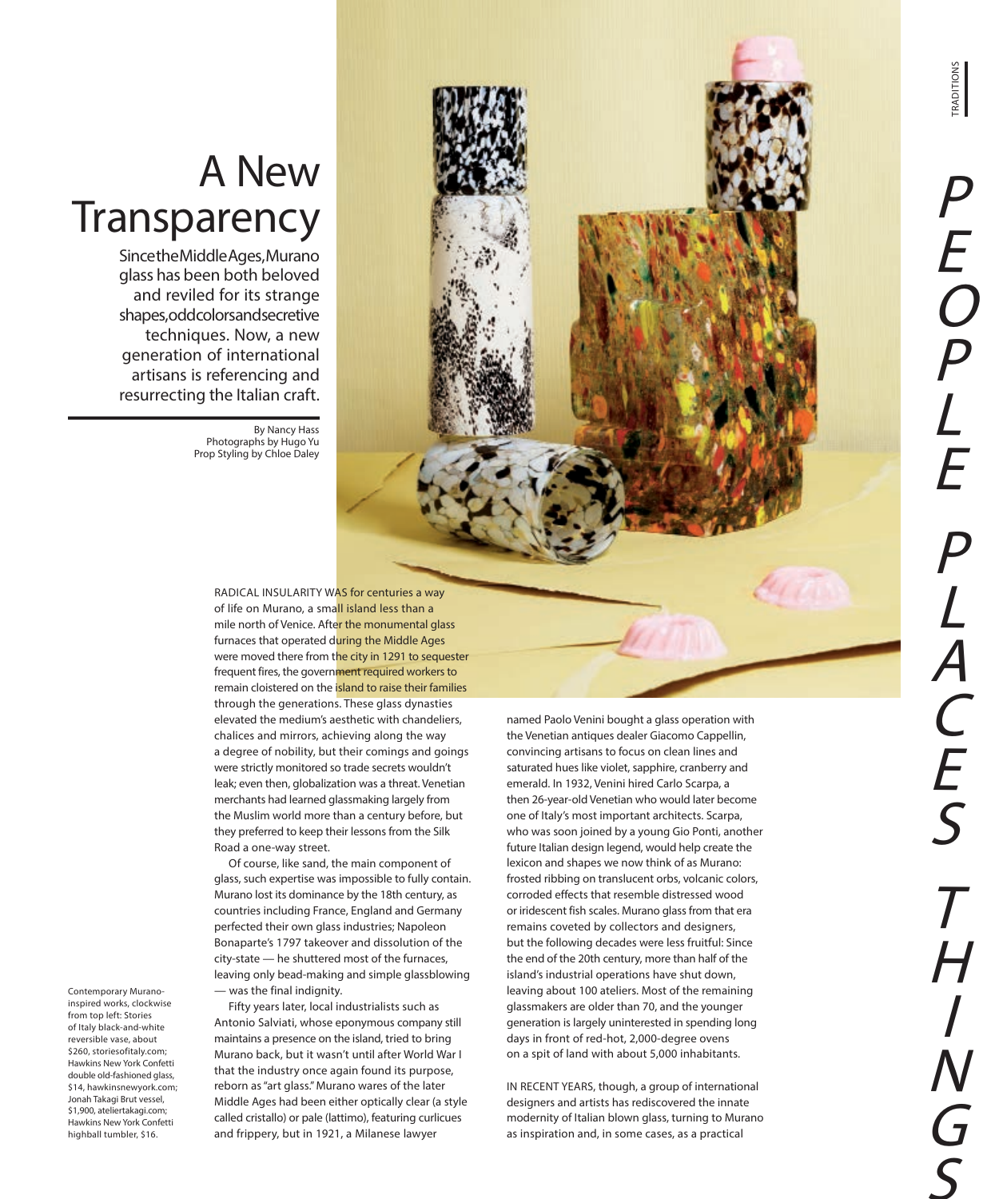# A New Transparency

Since the Middle Ages, Murano glass has been both beloved and reviled for its strange shapes, odd colors and secretive techniques. Now, a new generation of international artisans is referencing and resurrecting the Italian craft.

By Nancy Hass
Photographs by Hugo Yu
Prop Styling by Chloe Daley

RADICAL INSULARITY WAS for centuries a way of life on Murano, a small island less than a mile north of Venice. After the monumental glass furnaces that operated during the Middle Ages were moved there from the city in 1291 to sequester frequent fires, the government required workers to remain cloistered on the island to raise their families through the generations. These glass dynasties elevated the medium's aesthetic with chandeliers, chalices and mirrors, achieving along the way a degree of nobility, but their comings and goings were strictly monitored so trade secrets wouldn't leak; even then, globalization was a threat. Venetian merchants had learned glassmaking largely from the Muslim world more than a century before, but they preferred to keep their lessons from the Silk Road a one-way street.

Of course, like sand, the main component of glass, such expertise was impossible to fully contain. Murano lost its dominance by the 18th century, as countries including France, England and Germany perfected their own glass industries; Napoleon Bonaparte's 1797 takeover and dissolution of the city-state — he shuttered most of the furnaces, leaving only bead-making and simple glassblowing — was the final indignity.

Fifty years later, local industrialists such as Antonio Salviati, whose eponymous company still maintains a presence on the island, tried to bring Murano back, but it wasn't until after World War I that the industry once again found its purpose, reborn as "art glass." Murano wares of the later Middle Ages had been either optically clear (a style called cristallo) or pale (lattimo), featuring curlicues and frippery, but in 1921, a Milanese lawyer named Paolo Venini bought a glass operation with the Venetian antiques dealer Giacomo Cappellin, convincing artisans to focus on clean lines and saturated hues like violet, sapphire, cranberry and emerald. In 1932, Venini hired Carlo Scarpa, a then 26-year-old Venetian who would later become one of Italy's most important architects. Scarpa, who was soon joined by a young Gio Ponti, another future Italian design legend, would help create the lexicon and shapes we now think of as Murano: frosted ribbing on translucent orbs, volcanic colors, corroded effects that resemble distressed wood or iridescent fish scales. Murano glass from that era remains coveted by collectors and designers, but the following decades were less fruitful: Since the end of the 20th century, more than half of the island's industrial operations have shut down, leaving about 100 ateliers. Most of the remaining glassmakers are older than 70, and the younger generation is largely uninterested in spending long days in front of red-hot, 2,000-degree ovens on a spit of land with about 5,000 inhabitants.

IN RECENT YEARS, though, a group of international designers and artists has rediscovered the innate modernity of Italian blown glass, turning to Murano as inspiration and, in some cases, as a practical

Contemporary Murano-inspired works, clockwise from top left: Stories of Italy black-and-white reversible vase, about $260, storiesofitaly.com; Hawkins New York Confetti double old-fashioned glass, $14, hawkinsnewyork.com; Jonah Takagi Brut vessel, $1,900, ateliertakagi.com; Hawkins New York Confetti highball tumbler, $16.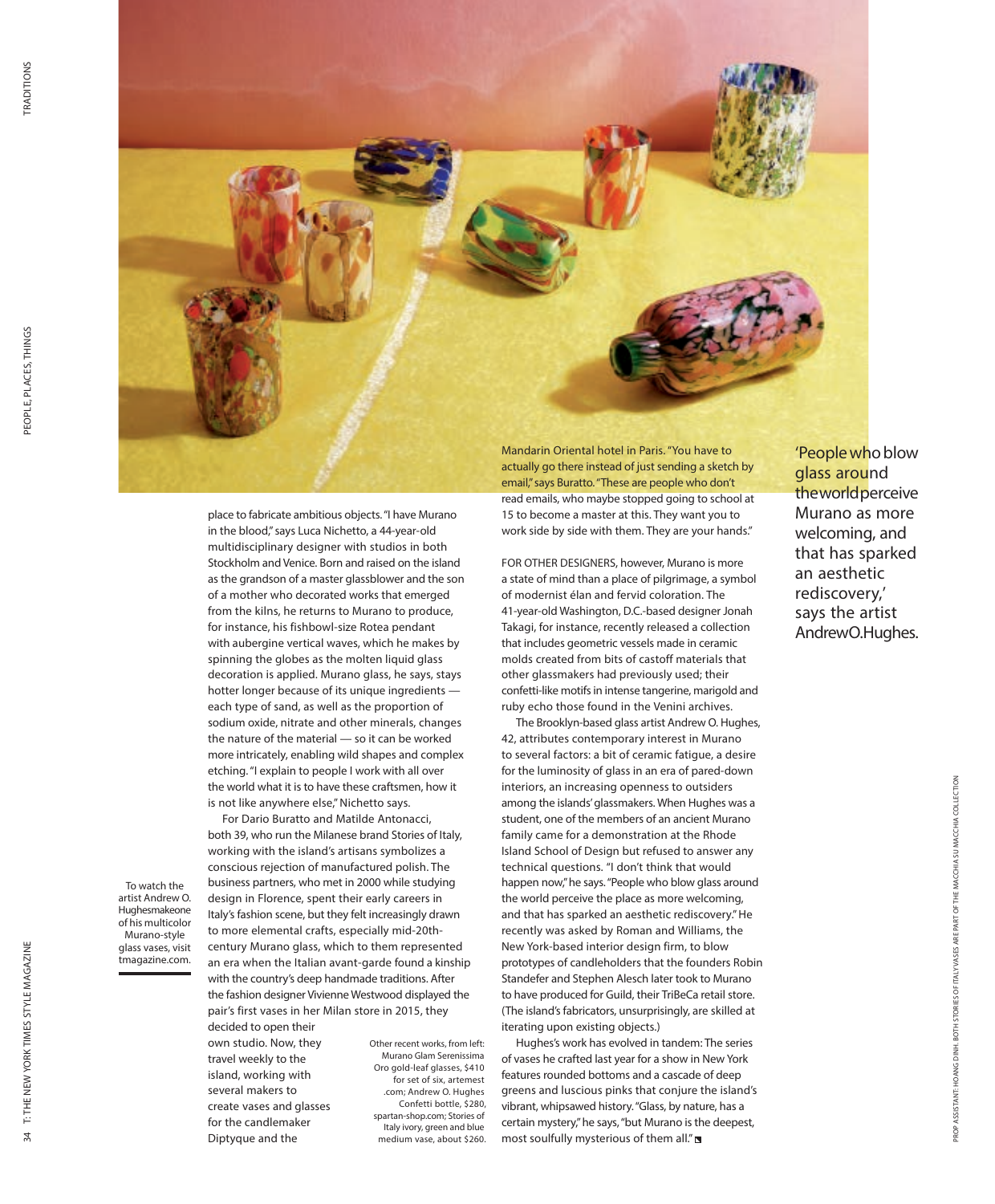place to fabricate ambitious objects. "I have Murano in the blood," says Luca Nichetto, a 44-year-old multidisciplinary designer with studios in both Stockholm and Venice. Born and raised on the island as the grandson of a master glassblower and the son of a mother who decorated works that emerged from the kilns, he returns to Murano to produce, for instance, his fishbowl-size Rotea pendant with aubergine vertical waves, which he makes by spinning the globes as the molten liquid glass decoration is applied. Murano glass, he says, stays hotter longer because of its unique ingredients — each type of sand, as well as the proportion of sodium oxide, nitrate and other minerals, changes the nature of the material — so it can be worked more intricately, enabling wild shapes and complex etching. "I explain to people I work with all over the world what it is to have these craftsmen, how it is not like anywhere else," Nichetto says.

For Dario Buratto and Matilde Antonacci, both 39, who run the Milanese brand Stories of Italy, working with the island's artisans symbolizes a conscious rejection of manufactured polish. The business partners, who met in 2000 while studying design in Florence, spent their early careers in Italy's fashion scene, but they felt increasingly drawn to more elemental crafts, especially mid-20th-century Murano glass, which to them represented an era when the Italian avant-garde found a kinship with the country's deep handmade traditions. After the fashion designer Vivienne Westwood displayed the pair's first vases in her Milan store in 2015, they decided to open their own studio. Now, they travel weekly to the island, working with several makers to create vases and glasses for the candlemaker Diptyque and the Mandarin Oriental hotel in Paris. "You have to actually go there instead of just sending a sketch by email," says Buratto. "These are people who don't read emails, who maybe stopped going to school at 15 to become a master at this. They want you to work side by side with them. They are your hands."

FOR OTHER DESIGNERS, however, Murano is more a state of mind than a place of pilgrimage, a symbol of modernist élan and fervid coloration. The 41-year-old Washington, D.C.-based designer Jonah Takagi, for instance, recently released a collection that includes geometric vessels made in ceramic molds created from bits of castoff materials that other glassmakers had previously used; their confetti-like motifs in intense tangerine, marigold and ruby echo those found in the Venini archives.

The Brooklyn-based glass artist Andrew O. Hughes, 42, attributes contemporary interest in Murano to several factors: a bit of ceramic fatigue, a desire for the luminosity of glass in an era of pared-down interiors, an increasing openness to outsiders among the islands' glassmakers. When Hughes was a student, one of the members of an ancient Murano family came for a demonstration at the Rhode Island School of Design but refused to answer any technical questions. "I don't think that would happen now," he says. "People who blow glass around the world perceive the place as more welcoming, and that has sparked an aesthetic rediscovery." He recently was asked by Roman and Williams, the New York-based interior design firm, to blow prototypes of candleholders that the founders Robin Standefer and Stephen Alesch later took to Murano to have produced for Guild, their TriBeCa retail store. (The island's fabricators, unsurprisingly, are skilled at iterating upon existing objects.)

Hughes's work has evolved in tandem: The series of vases he crafted last year for a show in New York features rounded bottoms and a cascade of deep greens and luscious pinks that conjure the island's vibrant, whipsawed history. "Glass, by nature, has a certain mystery," he says, "but Murano is the deepest, most soulfully mysterious of them all." ■

'People who blow glass around the world perceive Murano as more welcoming, and that has sparked an aesthetic rediscovery,' says the artist Andrew O. Hughes.

To watch the artist Andrew O. Hughes make one of his multicolor Murano-style glass vases, visit tmagazine.com.

Other recent works, from left: Murano Glam Serenissima Oro gold-leaf glasses, $410 for set of six, artemest.com; Andrew O. Hughes Confetti bottle, $280, spartan-shop.com; Stories of Italy ivory, green and blue medium vase, about $260.

PROP ASSISTANT: HOANG DINH. BOTH STORIES OF ITALY VASES ARE PART OF THE MACCHIA SU MACCHIA COLLECTION